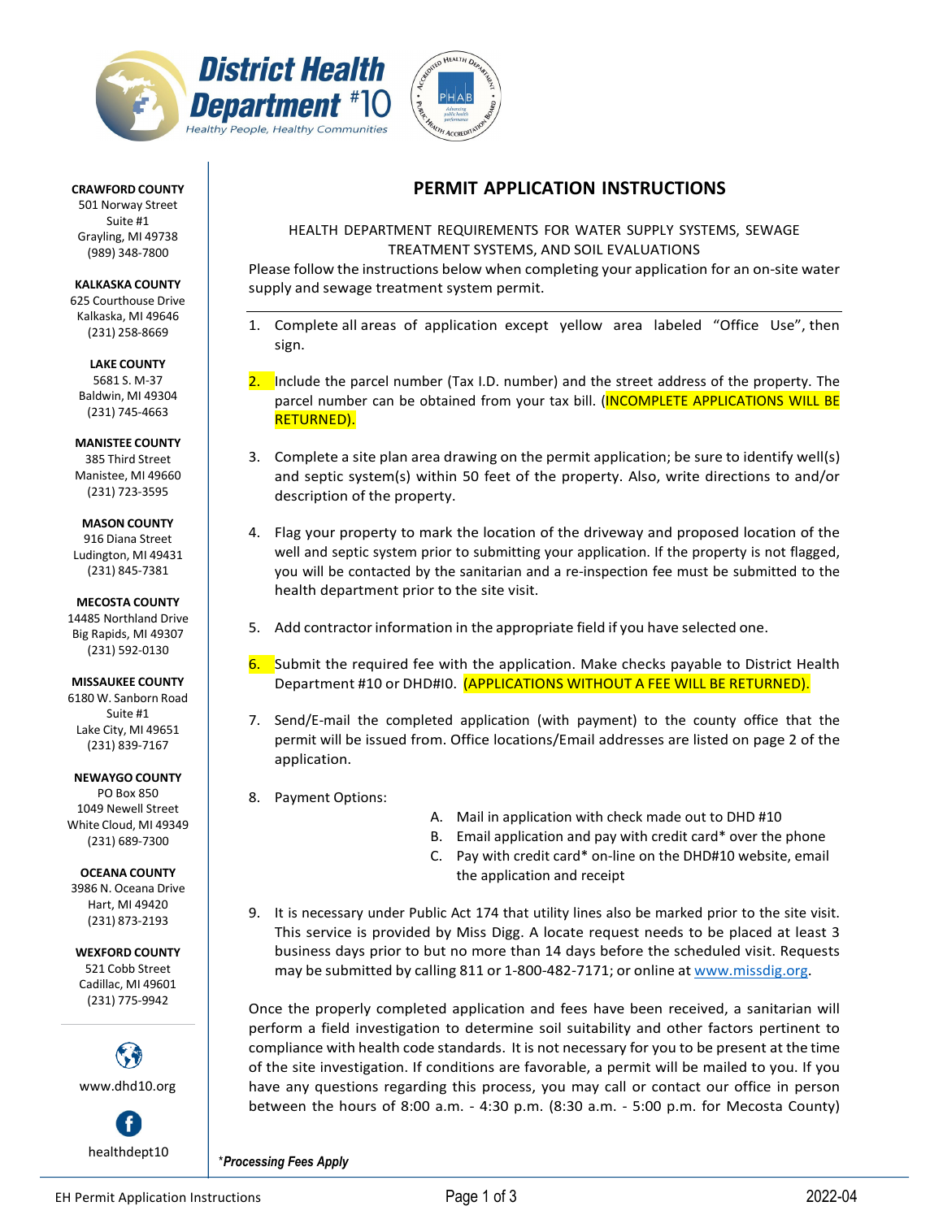**District Health Department #10**
*Healthy People, Healthy Communities*

**CRAWFORD COUNTY**
501 Norway Street
Suite #1
Grayling, MI 49738
(989) 348-7800

**KALKASKA COUNTY**
625 Courthouse Drive
Kalkaska, MI 49646
(231) 258-8669

**LAKE COUNTY**
5681 S. M-37
Baldwin, MI 49304
(231) 745-4663

**MANISTEE COUNTY**
385 Third Street
Manistee, MI 49660
(231) 723-3595

**MASON COUNTY**
916 Diana Street
Ludington, MI 49431
(231) 845-7381

**MECOSTA COUNTY**
14485 Northland Drive
Big Rapids, MI 49307
(231) 592-0130

**MISSAUKEE COUNTY**
6180 W. Sanborn Road
Suite #1
Lake City, MI 49651
(231) 839-7167

**NEWAYGO COUNTY**
PO Box 850
1049 Newell Street
White Cloud, MI 49349
(231) 689-7300

**OCEANA COUNTY**
3986 N. Oceana Drive
Hart, MI 49420
(231) 873-2193

**WEXFORD COUNTY**
521 Cobb Street
Cadillac, MI 49601
(231) 775-9942

www.dhd10.org

healthdept10

# PERMIT APPLICATION INSTRUCTIONS

HEALTH DEPARTMENT REQUIREMENTS FOR WATER SUPPLY SYSTEMS, SEWAGE TREATMENT SYSTEMS, AND SOIL EVALUATIONS

Please follow the instructions below when completing your application for an on-site water supply and sewage treatment system permit.

---

1. Complete all areas of application except yellow area labeled "Office Use", then sign.

2. Include the parcel number (Tax I.D. number) and the street address of the property. The parcel number can be obtained from your tax bill. (INCOMPLETE APPLICATIONS WILL BE RETURNED).

3. Complete a site plan area drawing on the permit application; be sure to identify well(s) and septic system(s) within 50 feet of the property. Also, write directions to and/or description of the property.

4. Flag your property to mark the location of the driveway and proposed location of the well and septic system prior to submitting your application. If the property is not flagged, you will be contacted by the sanitarian and a re-inspection fee must be submitted to the health department prior to the site visit.

5. Add contractor information in the appropriate field if you have selected one.

6. Submit the required fee with the application. Make checks payable to District Health Department #10 or DHD#10. (APPLICATIONS WITHOUT A FEE WILL BE RETURNED).

7. Send/E-mail the completed application (with payment) to the county office that the permit will be issued from. Office locations/Email addresses are listed on page 2 of the application.

8. Payment Options:
   A. Mail in application with check made out to DHD #10
   B. Email application and pay with credit card* over the phone
   C. Pay with credit card* on-line on the DHD#10 website, email the application and receipt

9. It is necessary under Public Act 174 that utility lines also be marked prior to the site visit. This service is provided by Miss Digg. A locate request needs to be placed at least 3 business days prior to but no more than 14 days before the scheduled visit. Requests may be submitted by calling 811 or 1-800-482-7171; or online at www.missdig.org.

Once the properly completed application and fees have been received, a sanitarian will perform a field investigation to determine soil suitability and other factors pertinent to compliance with health code standards. It is not necessary for you to be present at the time of the site investigation. If conditions are favorable, a permit will be mailed to you. If you have any questions regarding this process, you may call or contact our office in person between the hours of 8:00 a.m. - 4:30 p.m. (8:30 a.m. - 5:00 p.m. for Mecosta County)

**\****Processing Fees Apply***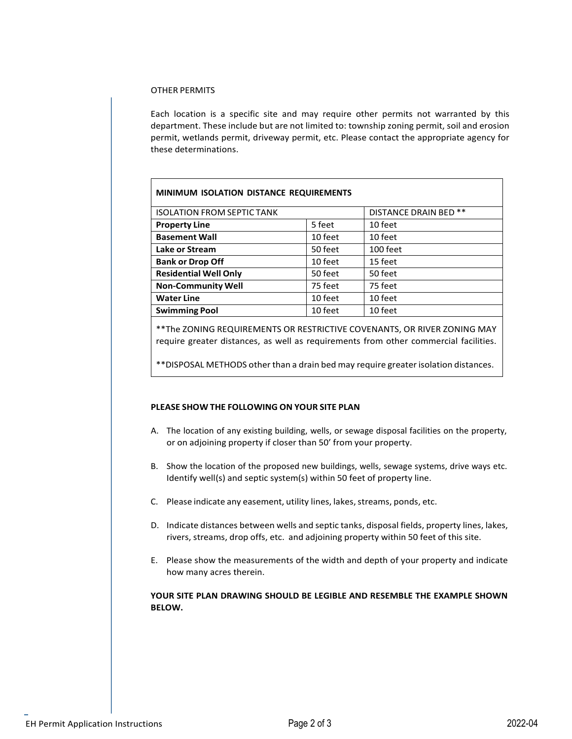OTHER PERMITS

Each location is a specific site and may require other permits not warranted by this department. These include but are not limited to: township zoning permit, soil and erosion permit, wetlands permit, driveway permit, etc. Please contact the appropriate agency for these determinations.

| MINIMUM ISOLATION DISTANCE REQUIREMENTS | | |
|---|---|---|
| ISOLATION FROM SEPTIC TANK | | DISTANCE DRAIN BED ** |
| **Property Line** | 5 feet | 10 feet |
| **Basement Wall** | 10 feet | 10 feet |
| **Lake or Stream** | 50 feet | 100 feet |
| **Bank or Drop Off** | 10 feet | 15 feet |
| **Residential Well Only** | 50 feet | 50 feet |
| **Non-Community Well** | 75 feet | 75 feet |
| **Water Line** | 10 feet | 10 feet |
| **Swimming Pool** | 10 feet | 10 feet |

**The ZONING REQUIREMENTS OR RESTRICTIVE COVENANTS, OR RIVER ZONING MAY require greater distances, as well as requirements from other commercial facilities.

**DISPOSAL METHODS other than a drain bed may require greater isolation distances.

**PLEASE SHOW THE FOLLOWING ON YOUR SITE PLAN**

A. The location of any existing building, wells, or sewage disposal facilities on the property, or on adjoining property if closer than 50' from your property.

B. Show the location of the proposed new buildings, wells, sewage systems, drive ways etc. Identify well(s) and septic system(s) within 50 feet of property line.

C. Please indicate any easement, utility lines, lakes, streams, ponds, etc.

D. Indicate distances between wells and septic tanks, disposal fields, property lines, lakes, rivers, streams, drop offs, etc. and adjoining property within 50 feet of this site.

E. Please show the measurements of the width and depth of your property and indicate how many acres therein.

**YOUR SITE PLAN DRAWING SHOULD BE LEGIBLE AND RESEMBLE THE EXAMPLE SHOWN BELOW.**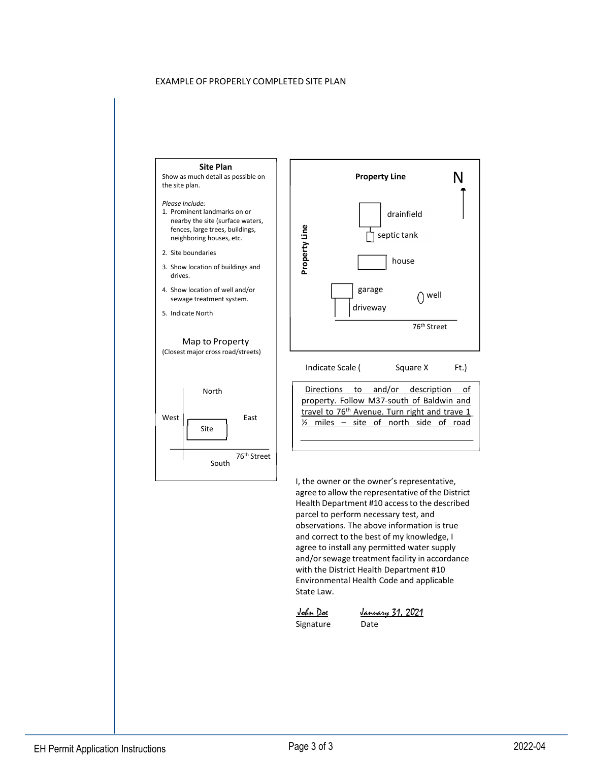EXAMPLE OF PROPERLY COMPLETED SITE PLAN

**Site Plan**

Show as much detail as possible on the site plan.

*Please Include:*

1. Prominent landmarks on or nearby the site (surface waters, fences, large trees, buildings, neighboring houses, etc.
2. Site boundaries
3. Show location of buildings and drives.
4. Show location of well and/or sewage treatment system.
5. Indicate North

**Property Line**

N

drainfield

**Property Line**

septic tank

house

garage

well

driveway

76th Street

Map to Property
(Closest major cross road/streets)

North

West

East

Site

76th Street

South

Indicate Scale ( Square X Ft.)

Directions to and/or description of property. Follow M37-south of Baldwin and travel to 76th Avenue. Turn right and trave 1 ½ miles – site of north side of road

I, the owner or the owner's representative, agree to allow the representative of the District Health Department #10 access to the described parcel to perform necessary test, and observations. The above information is true and correct to the best of my knowledge, I agree to install any permitted water supply and/or sewage treatment facility in accordance with the District Health Department #10 Environmental Health Code and applicable State Law.

| *John Doe* | *January 31, 2021* |
|---|---|
| Signature | Date |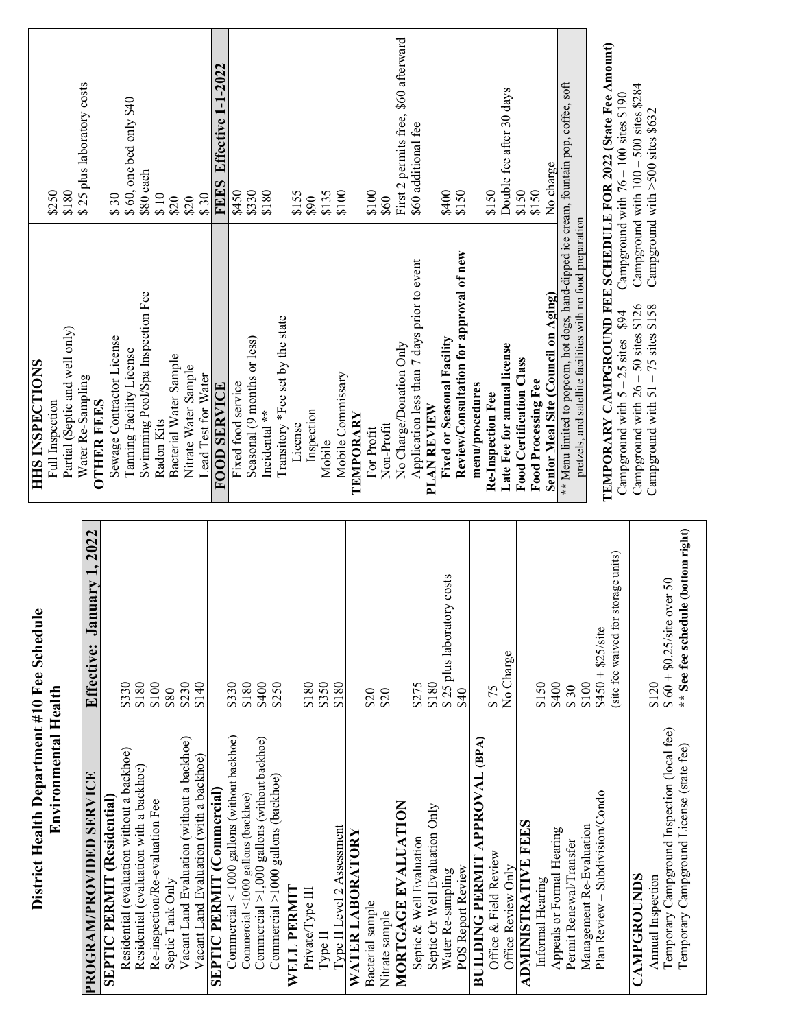# District Health Department #10 Fee Schedule

## Environmental Health

| PROGRAM/PROVIDED SERVICE | Effective: January 1, 2022 |
|---|---|
| **SEPTIC PERMIT (Residential)** | |
| Residential (evaluation without a backhoe) | $330 |
| Residential (evaluation with a backhoe) | $180 |
| Re-inspection/Re-evaluation Fee | $100 |
| Septic Tank Only | $80 |
| Vacant Land Evaluation (without a backhoe) | $230 |
| Vacant Land Evaluation (with a backhoe) | $140 |
| **SEPTIC PERMIT (Commercial)** | |
| Commercial < 1000 gallons (without backhoe) | $330 |
| Commercial <1000 gallons (backhoe) | $180 |
| Commercial >1,000 gallons (without backhoe) | $400 |
| Commercial >1000 gallons (backhoe) | $250 |
| **WELL PERMIT** | |
| Private/Type III | $180 |
| Type II | $350 |
| Type II Level 2 Assessment | $180 |
| **WATER LABORATORY** | |
| Bacterial sample | $20 |
| Nitrate sample | $20 |
| **MORTGAGE EVALUATION** | |
| Septic & Well Evaluation | $275 |
| Septic Or Well Evaluation Only | $180 |
| Water Re-sampling | $ 25 plus laboratory costs |
| POS Report Review | $40 |
| **BUILDING PERMIT APPROVAL (BPA)** | |
| Office & Field Review | $ 75 |
| Office Review Only | No Charge |
| **ADMINISTRATIVE FEES** | |
| Informal Hearing | $150 |
| Appeals or Formal Hearing | $400 |
| Permit Renewal/Transfer | $ 30 |
| Management Re-Evaluation | $100 |
| Plan Review – Subdivision/Condo | $450 + $25/site (site fee waived for storage units) |
| **CAMPGROUNDS** | |
| Annual Inspection | $120 |
| Temporary Campground Inspection (local fee) | $ 60 + $0.25/site over 50 |
| Temporary Campground License (state fee) | **\*\* See fee schedule (bottom right)** |

| HHS INSPECTIONS | |
|---|---|
| Full Inspection | $250 |
| Partial (Septic and well only) | $180 |
| Water Re-Sampling | $ 25 plus laboratory costs |
| **OTHER FEES** | |
| Sewage Contractor License | $ 30 |
| Tanning Facility License | $ 60, one bed only $40 |
| Swimming Pool/Spa Inspection Fee | $80 each |
| Radon Kits | $ 10 |
| Bacterial Water Sample | $20 |
| Nitrate Water Sample | $20 |
| Lead Test for Water | $ 30 |
| **FOOD SERVICE** | **FEES Effective 1-1-2022** |
| Fixed food service | $450 |
| Seasonal (9 months or less) | $330 |
| Incidental ** | $180 |
| Transitory *Fee set by the state | |
| License | $155 |
| Inspection | $90 |
| Mobile | $135 |
| Mobile Commissary | $100 |
| **TEMPORARY** | |
| For Profit | $100 |
| Non-Profit | $60 |
| No Charge/Donation Only | First 2 permits free, $60 afterward |
| Application less than 7 days prior to event | $60 additional fee |
| **PLAN REVIEW** | |
| **Fixed or Seasonal Facility** | $400 |
| **Review/Consultation for approval of new menu/procedures** | $150 |
| **Re-Inspection Fee** | $150 |
| **Late Fee for annual license** | Double fee after 30 days |
| **Food Certification Class** | $150 |
| **Food Processing Fee** | $150 |
| **Senior Meal Site (Council on Aging)** | No charge |

** Menu limited to popcorn, hot dogs, hand-dipped ice cream, fountain pop, coffee, soft pretzels, and satellite facilities with no food preparation

**TEMPORARY CAMPGROUND FEE SCHEDULE FOR 2022 (State Fee Amount)**

| | |
|---|---|
| Campground with 5 – 25 sites $94 | Campground with 76 – 100 sites $190 |
| Campground with 26 – 50 sites $126 | Campground with 100 – 500 sites $284 |
| Campground with 51 – 75 sites $158 | Campground with >500 sites $632 |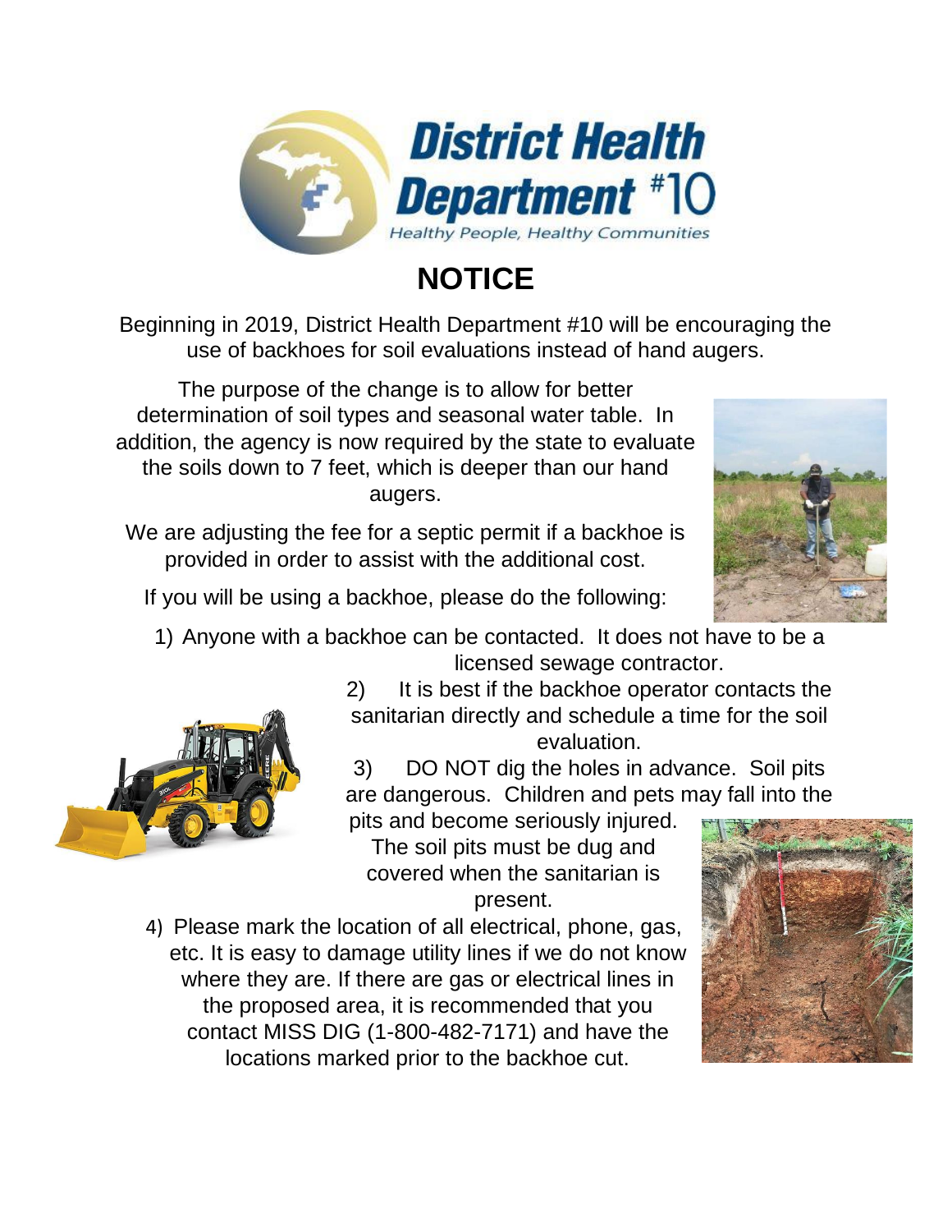District Health Department #10
Healthy People, Healthy Communities

# NOTICE

Beginning in 2019, District Health Department #10 will be encouraging the use of backhoes for soil evaluations instead of hand augers.

The purpose of the change is to allow for better determination of soil types and seasonal water table. In addition, the agency is now required by the state to evaluate the soils down to 7 feet, which is deeper than our hand augers.

We are adjusting the fee for a septic permit if a backhoe is provided in order to assist with the additional cost.

If you will be using a backhoe, please do the following:

1) Anyone with a backhoe can be contacted. It does not have to be a licensed sewage contractor.
2) It is best if the backhoe operator contacts the sanitarian directly and schedule a time for the soil evaluation.
3) DO NOT dig the holes in advance. Soil pits are dangerous. Children and pets may fall into the pits and become seriously injured. The soil pits must be dug and covered when the sanitarian is present.
4) Please mark the location of all electrical, phone, gas, etc. It is easy to damage utility lines if we do not know where they are. If there are gas or electrical lines in the proposed area, it is recommended that you contact MISS DIG (1-800-482-7171) and have the locations marked prior to the backhoe cut.